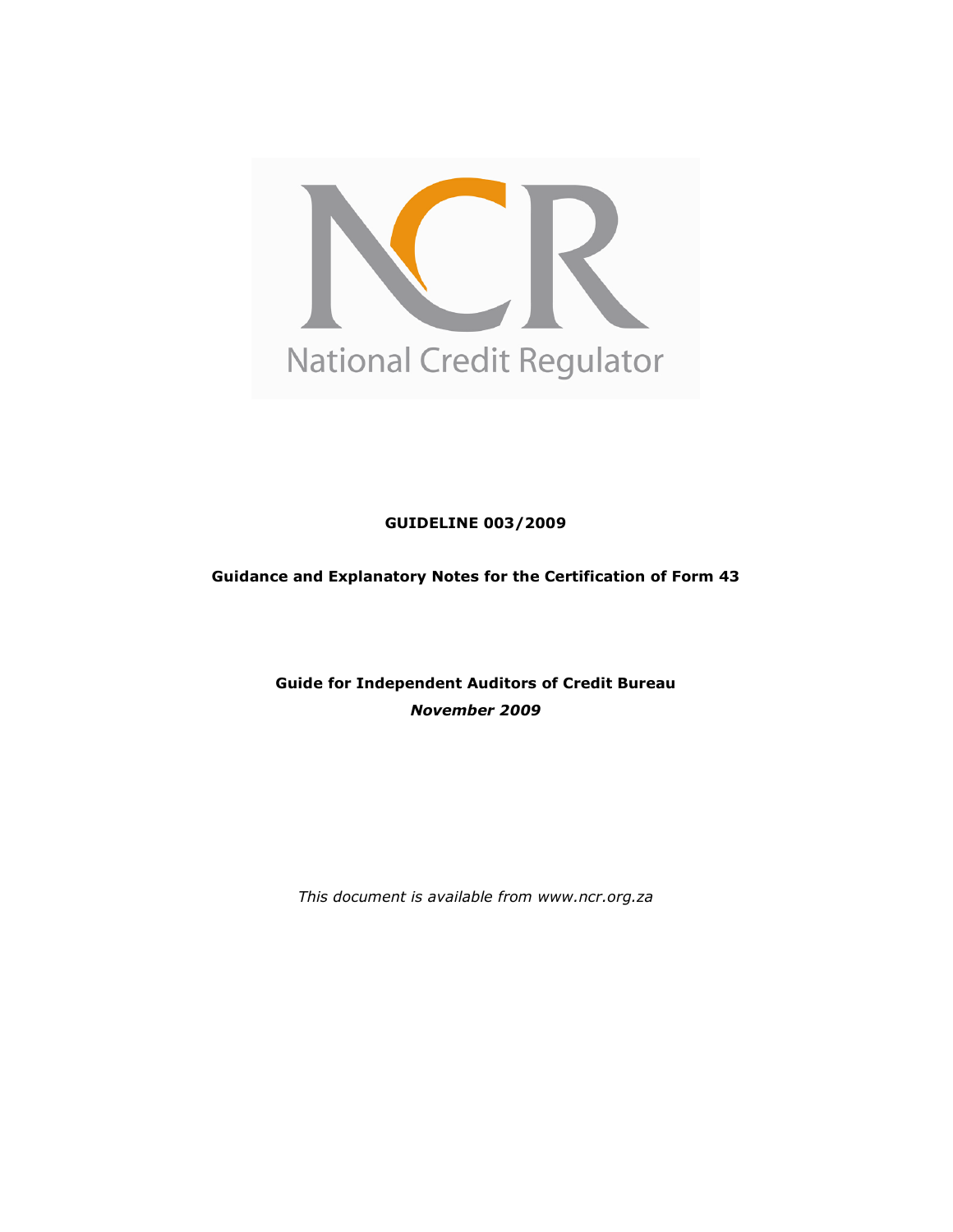National Credit Regulator

**GUIDELINE 003/2009**

**Guidance and Explanatory Notes for the Certification of Form 43**

**Guide for Independent Auditors of Credit Bureau**

***November 2009***

*This document is available from www.ncr.org.za*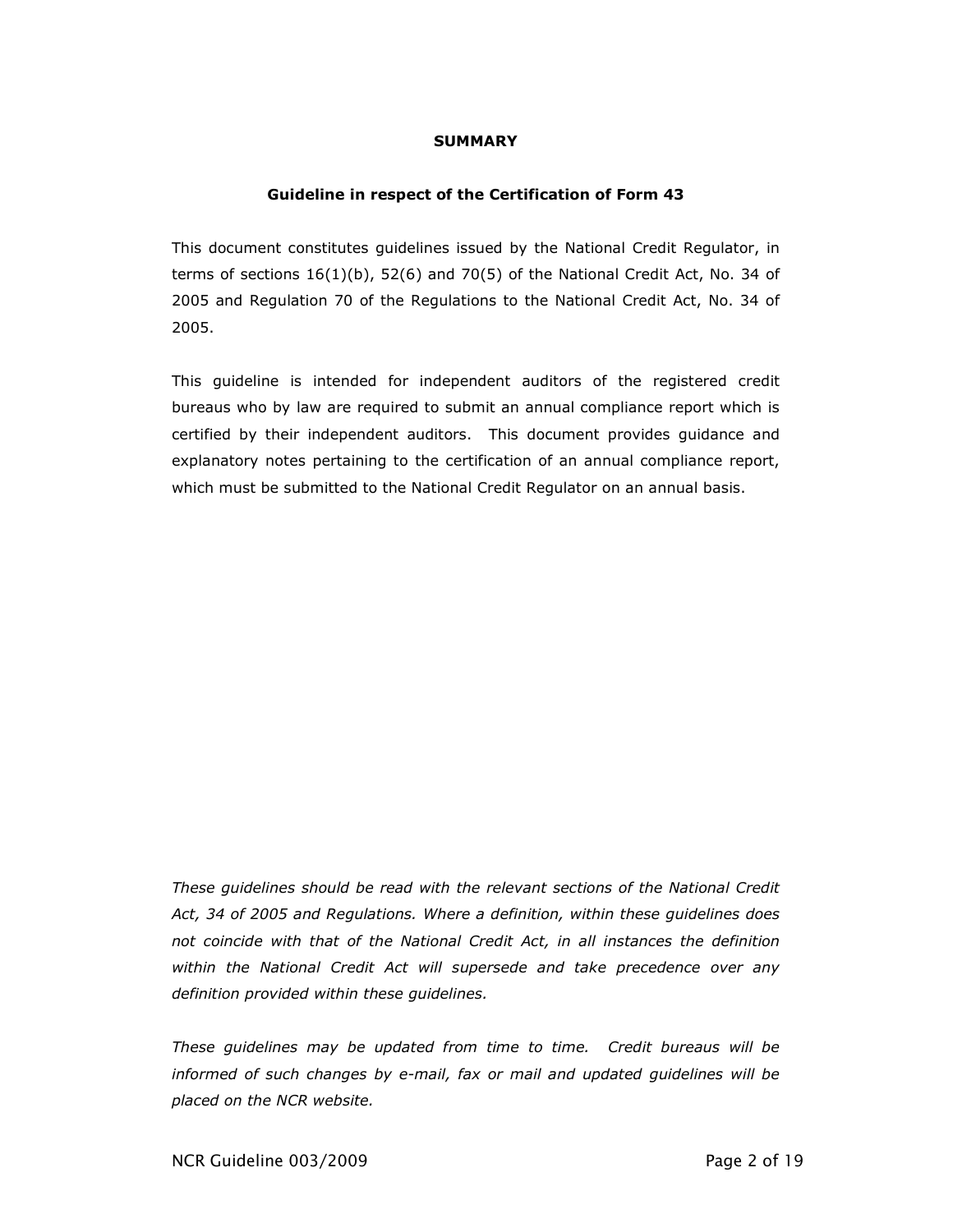**SUMMARY**

**Guideline in respect of the Certification of Form 43**

This document constitutes guidelines issued by the National Credit Regulator, in terms of sections 16(1)(b), 52(6) and 70(5) of the National Credit Act, No. 34 of 2005 and Regulation 70 of the Regulations to the National Credit Act, No. 34 of 2005.

This guideline is intended for independent auditors of the registered credit bureaus who by law are required to submit an annual compliance report which is certified by their independent auditors. This document provides guidance and explanatory notes pertaining to the certification of an annual compliance report, which must be submitted to the National Credit Regulator on an annual basis.

*These guidelines should be read with the relevant sections of the National Credit Act, 34 of 2005 and Regulations. Where a definition, within these guidelines does not coincide with that of the National Credit Act, in all instances the definition within the National Credit Act will supersede and take precedence over any definition provided within these guidelines.*

*These guidelines may be updated from time to time. Credit bureaus will be informed of such changes by e-mail, fax or mail and updated guidelines will be placed on the NCR website.*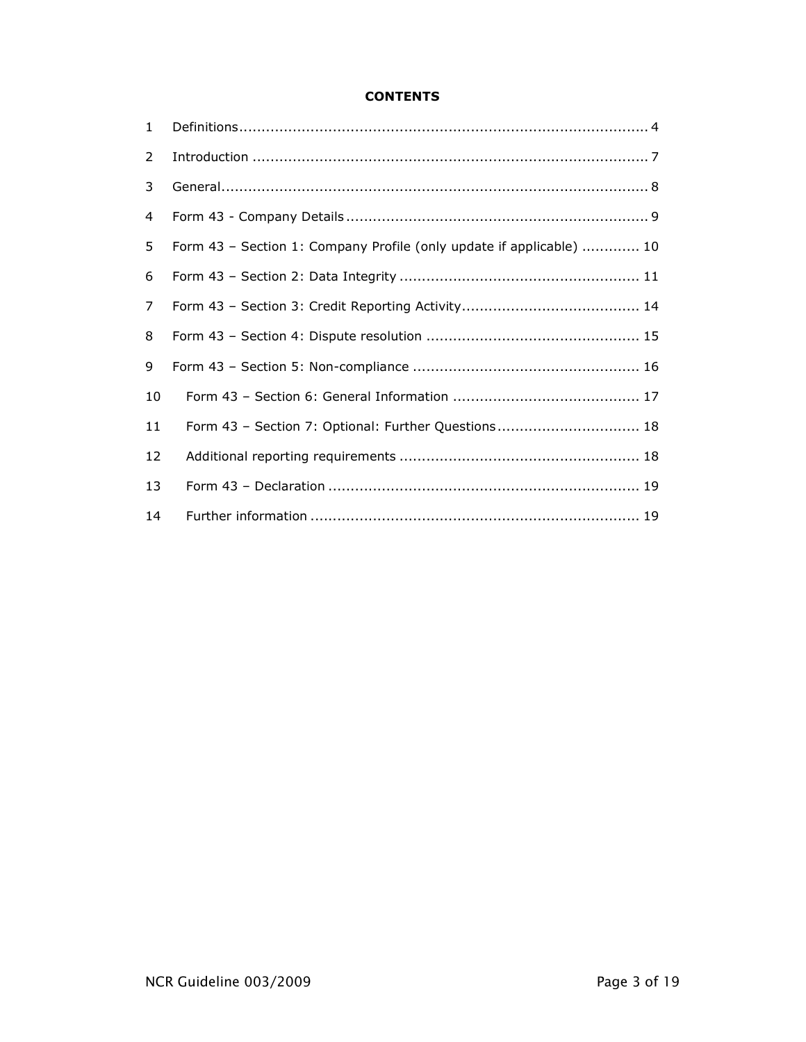**CONTENTS**

1 Definitions ........................................................................................... 4

2 Introduction ........................................................................................ 7

3 General................................................................................................ 8

4 Form 43 - Company Details .................................................................... 9

5 Form 43 – Section 1: Company Profile (only update if applicable) ............. 10

6 Form 43 – Section 2: Data Integrity ...................................................... 11

7 Form 43 – Section 3: Credit Reporting Activity........................................ 14

8 Form 43 – Section 4: Dispute resolution ................................................ 15

9 Form 43 – Section 5: Non-compliance ................................................... 16

10 Form 43 – Section 6: General Information .......................................... 17

11 Form 43 – Section 7: Optional: Further Questions................................ 18

12 Additional reporting requirements ...................................................... 18

13 Form 43 – Declaration ...................................................................... 19

14 Further information .......................................................................... 19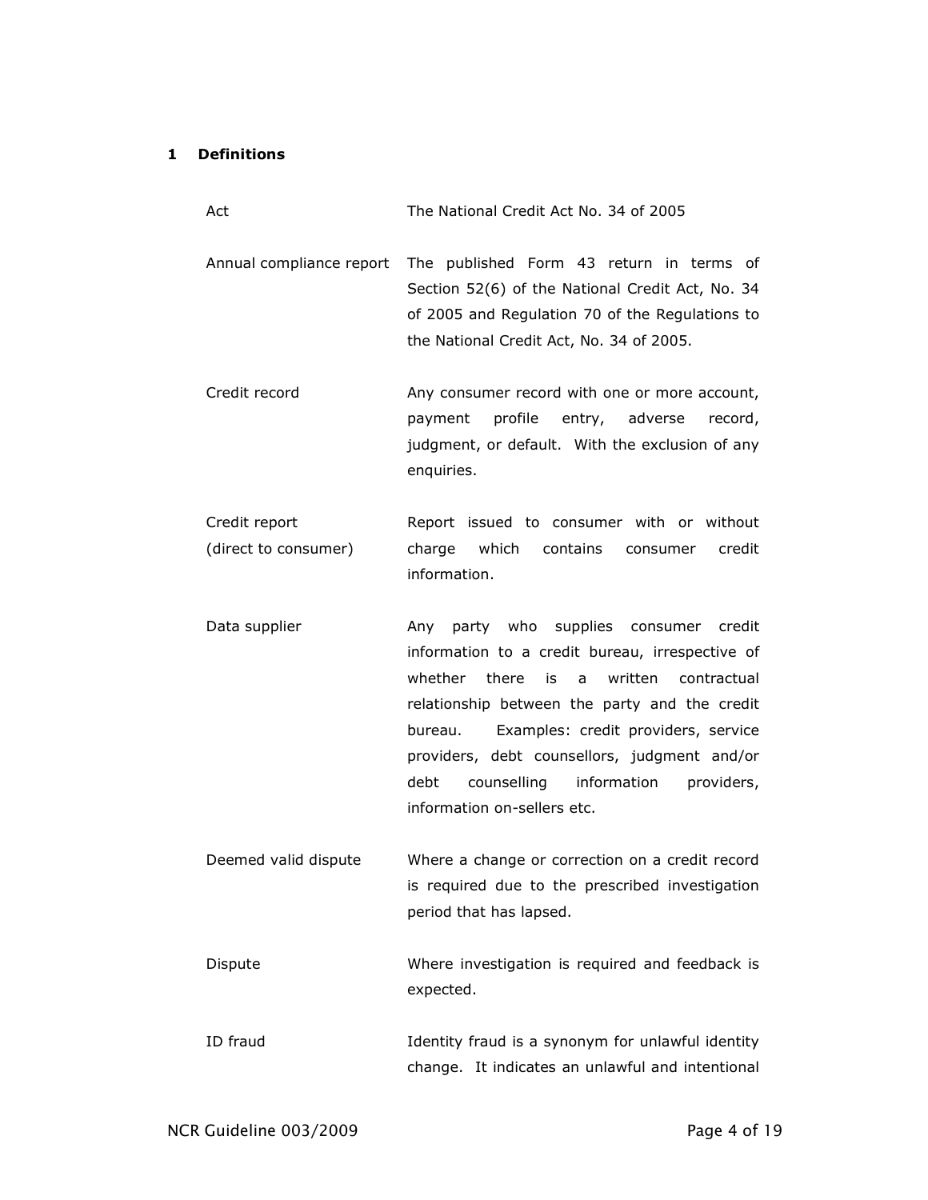## 1 Definitions

| Term | Definition |
|---|---|
| Act | The National Credit Act No. 34 of 2005 |
| Annual compliance report | The published Form 43 return in terms of Section 52(6) of the National Credit Act, No. 34 of 2005 and Regulation 70 of the Regulations to the National Credit Act, No. 34 of 2005. |
| Credit record | Any consumer record with one or more account, payment profile entry, adverse record, judgment, or default. With the exclusion of any enquiries. |
| Credit report (direct to consumer) | Report issued to consumer with or without charge which contains consumer credit information. |
| Data supplier | Any party who supplies consumer credit information to a credit bureau, irrespective of whether there is a written contractual relationship between the party and the credit bureau. Examples: credit providers, service providers, debt counsellors, judgment and/or debt counselling information providers, information on-sellers etc. |
| Deemed valid dispute | Where a change or correction on a credit record is required due to the prescribed investigation period that has lapsed. |
| Dispute | Where investigation is required and feedback is expected. |
| ID fraud | Identity fraud is a synonym for unlawful identity change. It indicates an unlawful and intentional |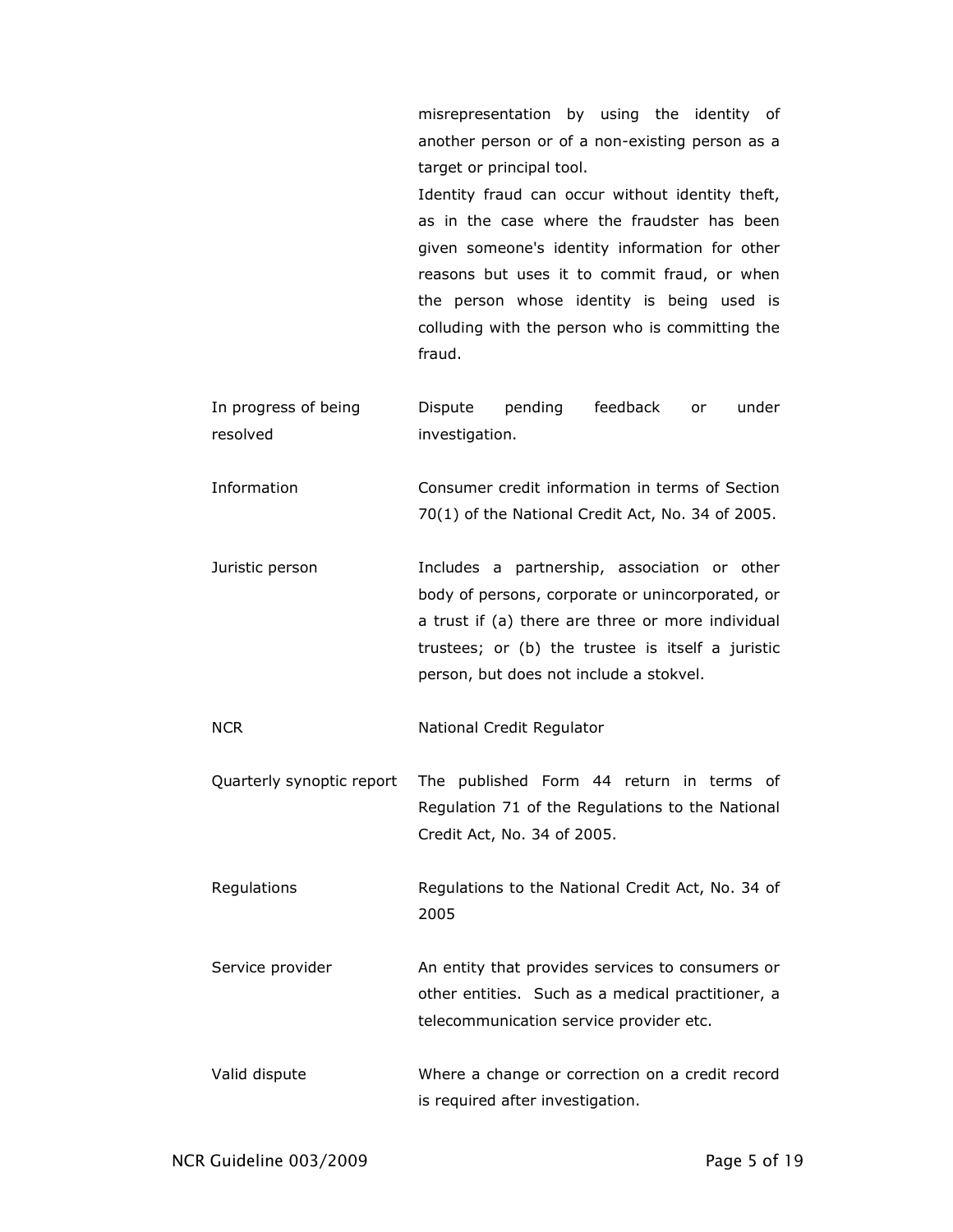| | |
|---|---|
| | misrepresentation by using the identity of another person or of a non-existing person as a target or principal tool.<br>Identity fraud can occur without identity theft, as in the case where the fraudster has been given someone's identity information for other reasons but uses it to commit fraud, or when the person whose identity is being used is colluding with the person who is committing the fraud. |
| In progress of being resolved | Dispute pending feedback or under investigation. |
| Information | Consumer credit information in terms of Section 70(1) of the National Credit Act, No. 34 of 2005. |
| Juristic person | Includes a partnership, association or other body of persons, corporate or unincorporated, or a trust if (a) there are three or more individual trustees; or (b) the trustee is itself a juristic person, but does not include a stokvel. |
| NCR | National Credit Regulator |
| Quarterly synoptic report | The published Form 44 return in terms of Regulation 71 of the Regulations to the National Credit Act, No. 34 of 2005. |
| Regulations | Regulations to the National Credit Act, No. 34 of 2005 |
| Service provider | An entity that provides services to consumers or other entities. Such as a medical practitioner, a telecommunication service provider etc. |
| Valid dispute | Where a change or correction on a credit record is required after investigation. |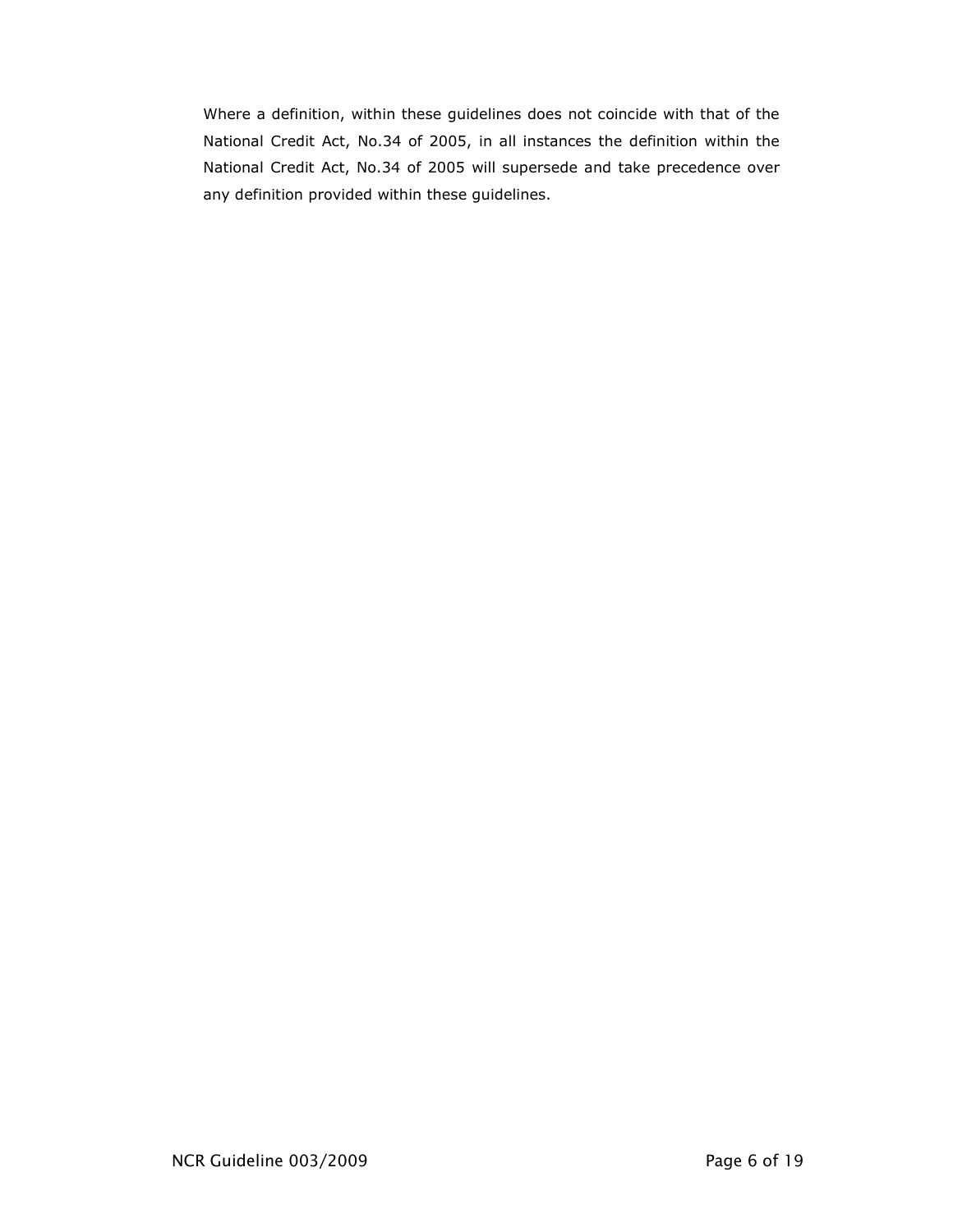Where a definition, within these guidelines does not coincide with that of the National Credit Act, No.34 of 2005, in all instances the definition within the National Credit Act, No.34 of 2005 will supersede and take precedence over any definition provided within these guidelines.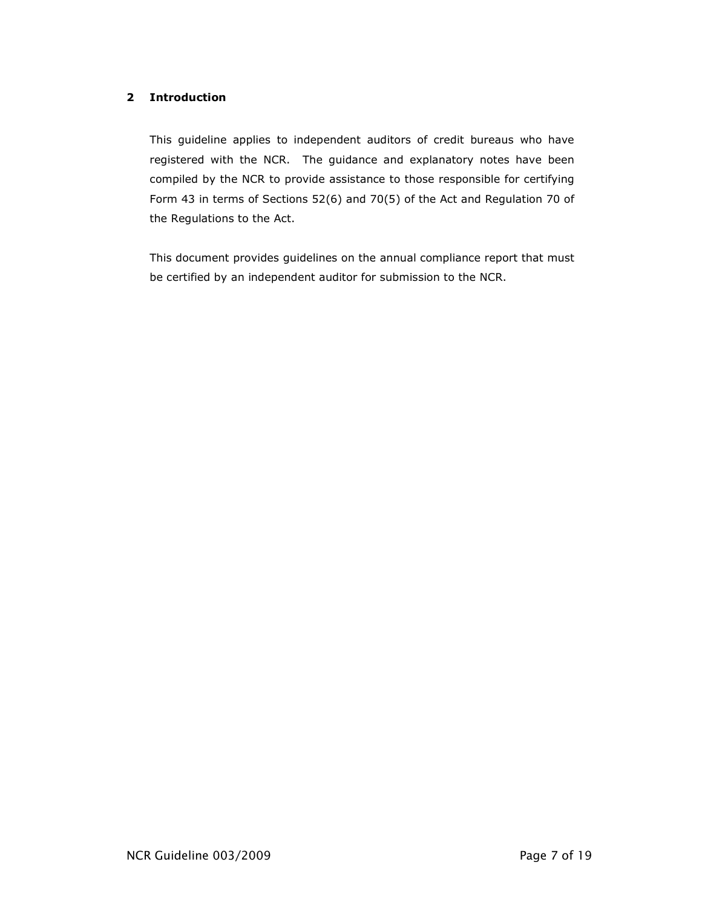## 2 Introduction

This guideline applies to independent auditors of credit bureaus who have registered with the NCR. The guidance and explanatory notes have been compiled by the NCR to provide assistance to those responsible for certifying Form 43 in terms of Sections 52(6) and 70(5) of the Act and Regulation 70 of the Regulations to the Act.

This document provides guidelines on the annual compliance report that must be certified by an independent auditor for submission to the NCR.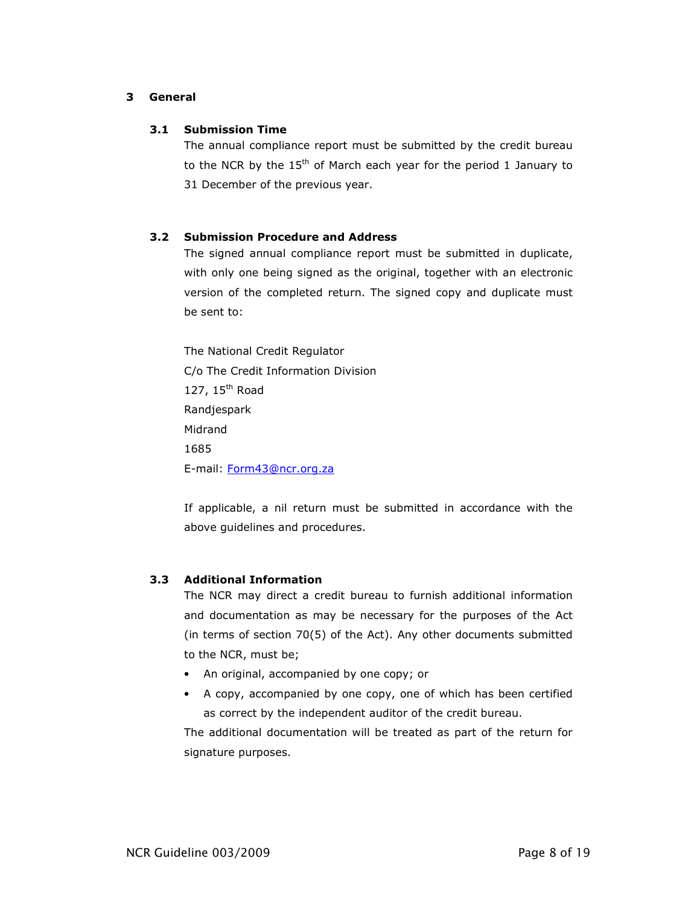# 3 General

## 3.1 Submission Time

The annual compliance report must be submitted by the credit bureau to the NCR by the 15th of March each year for the period 1 January to 31 December of the previous year.

## 3.2 Submission Procedure and Address

The signed annual compliance report must be submitted in duplicate, with only one being signed as the original, together with an electronic version of the completed return. The signed copy and duplicate must be sent to:

The National Credit Regulator
C/o The Credit Information Division
127, 15th Road
Randjespark
Midrand
1685
E-mail: Form43@ncr.org.za

If applicable, a nil return must be submitted in accordance with the above guidelines and procedures.

## 3.3 Additional Information

The NCR may direct a credit bureau to furnish additional information and documentation as may be necessary for the purposes of the Act (in terms of section 70(5) of the Act). Any other documents submitted to the NCR, must be;

- An original, accompanied by one copy; or
- A copy, accompanied by one copy, one of which has been certified as correct by the independent auditor of the credit bureau.

The additional documentation will be treated as part of the return for signature purposes.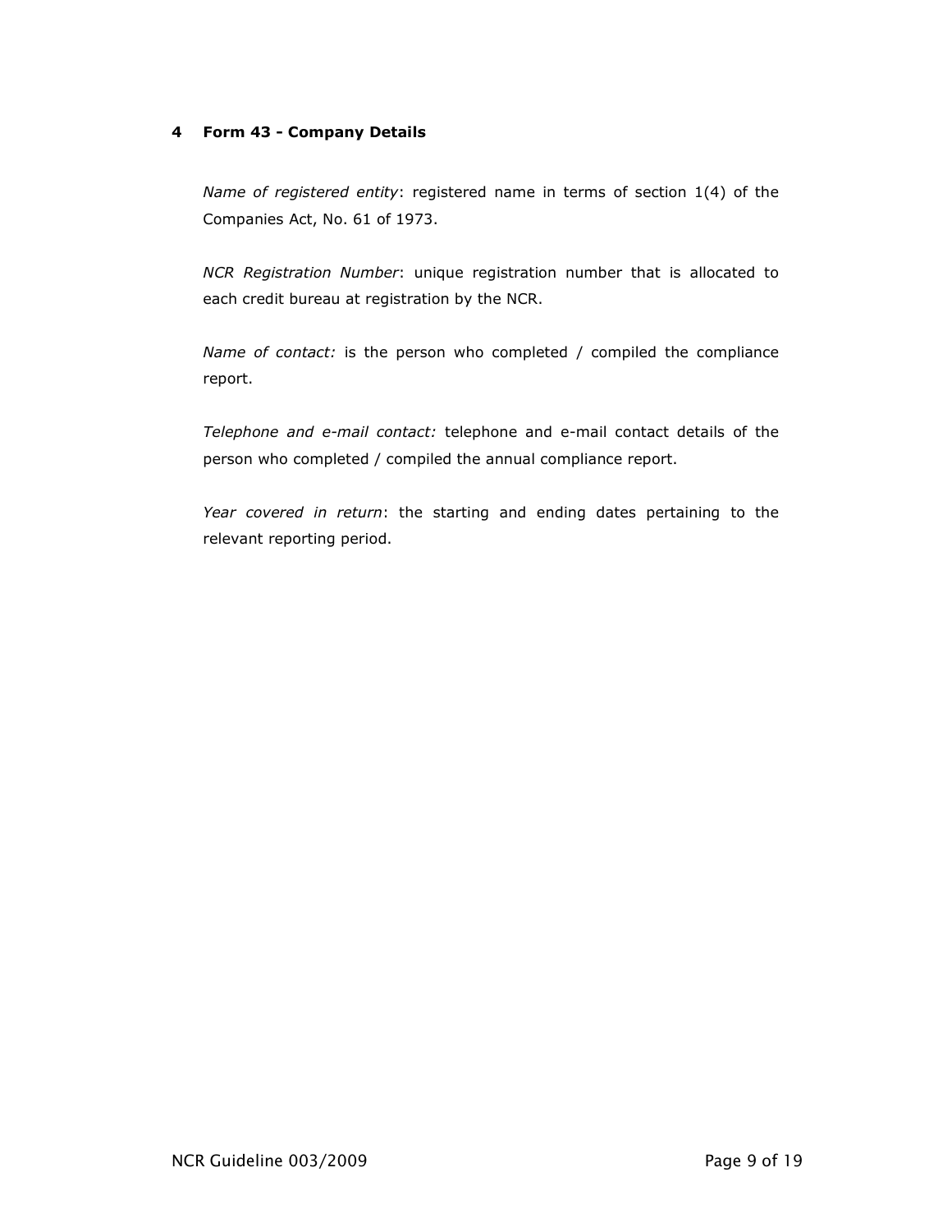## 4 Form 43 - Company Details

*Name of registered entity*: registered name in terms of section 1(4) of the Companies Act, No. 61 of 1973.

*NCR Registration Number*: unique registration number that is allocated to each credit bureau at registration by the NCR.

*Name of contact:* is the person who completed / compiled the compliance report.

*Telephone and e-mail contact:* telephone and e-mail contact details of the person who completed / compiled the annual compliance report.

*Year covered in return*: the starting and ending dates pertaining to the relevant reporting period.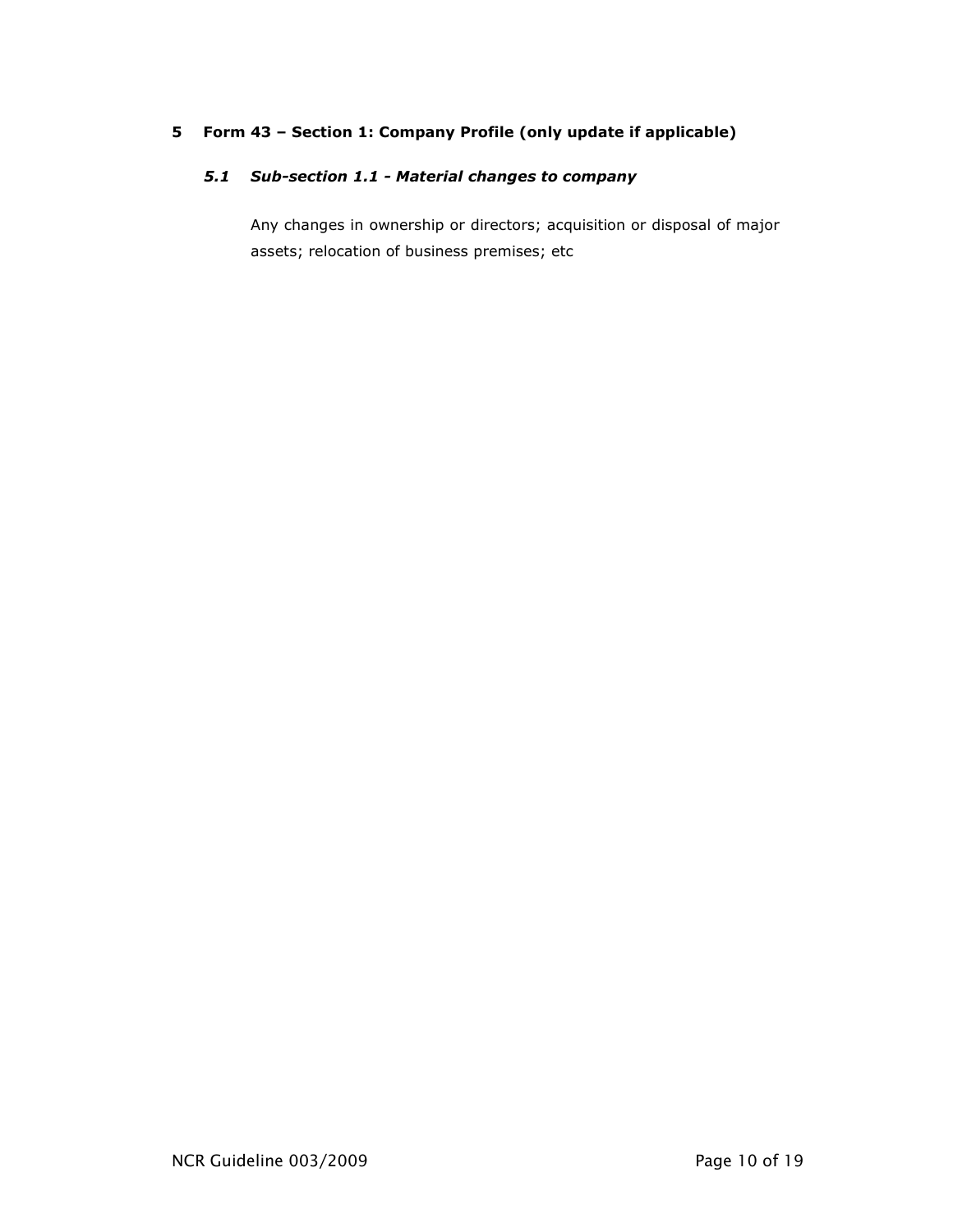## 5 Form 43 – Section 1: Company Profile (only update if applicable)

### *5.1 Sub-section 1.1 - Material changes to company*

Any changes in ownership or directors; acquisition or disposal of major assets; relocation of business premises; etc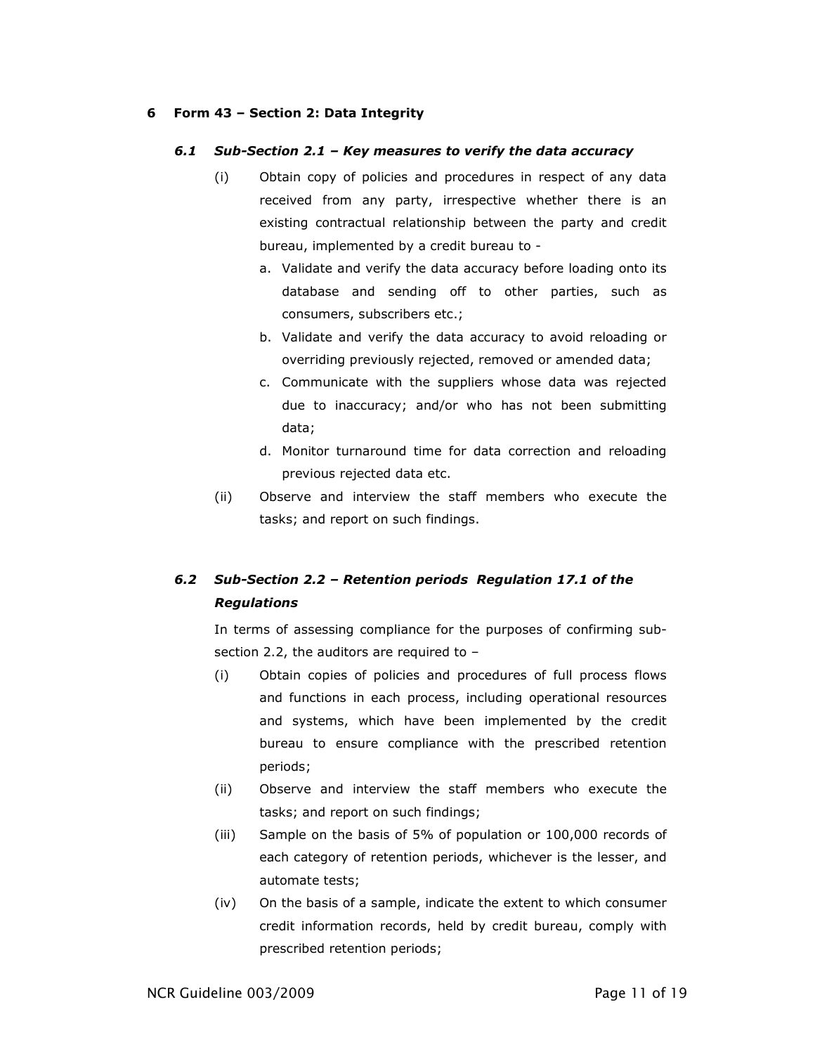## 6 Form 43 – Section 2: Data Integrity

### *6.1 Sub-Section 2.1 – Key measures to verify the data accuracy*

(i) Obtain copy of policies and procedures in respect of any data received from any party, irrespective whether there is an existing contractual relationship between the party and credit bureau, implemented by a credit bureau to -

a. Validate and verify the data accuracy before loading onto its database and sending off to other parties, such as consumers, subscribers etc.;

b. Validate and verify the data accuracy to avoid reloading or overriding previously rejected, removed or amended data;

c. Communicate with the suppliers whose data was rejected due to inaccuracy; and/or who has not been submitting data;

d. Monitor turnaround time for data correction and reloading previous rejected data etc.

(ii) Observe and interview the staff members who execute the tasks; and report on such findings.

### *6.2 Sub-Section 2.2 – Retention periods Regulation 17.1 of the Regulations*

In terms of assessing compliance for the purposes of confirming sub-section 2.2, the auditors are required to –

(i) Obtain copies of policies and procedures of full process flows and functions in each process, including operational resources and systems, which have been implemented by the credit bureau to ensure compliance with the prescribed retention periods;

(ii) Observe and interview the staff members who execute the tasks; and report on such findings;

(iii) Sample on the basis of 5% of population or 100,000 records of each category of retention periods, whichever is the lesser, and automate tests;

(iv) On the basis of a sample, indicate the extent to which consumer credit information records, held by credit bureau, comply with prescribed retention periods;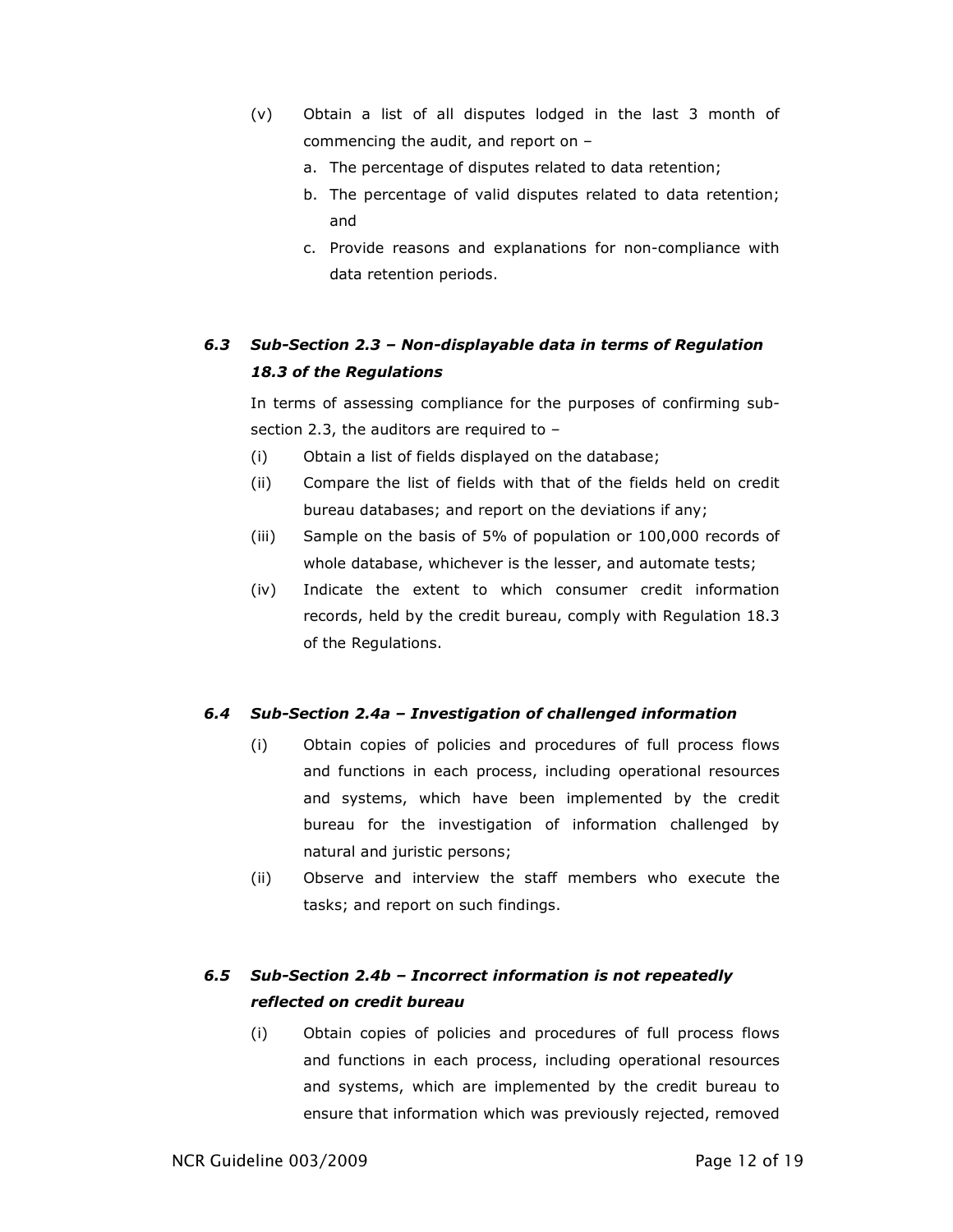(v) Obtain a list of all disputes lodged in the last 3 month of commencing the audit, and report on –

   a. The percentage of disputes related to data retention;
   b. The percentage of valid disputes related to data retention; and
   c. Provide reasons and explanations for non-compliance with data retention periods.

### *6.3 Sub-Section 2.3 – Non-displayable data in terms of Regulation 18.3 of the Regulations*

In terms of assessing compliance for the purposes of confirming sub-section 2.3, the auditors are required to –

(i) Obtain a list of fields displayed on the database;

(ii) Compare the list of fields with that of the fields held on credit bureau databases; and report on the deviations if any;

(iii) Sample on the basis of 5% of population or 100,000 records of whole database, whichever is the lesser, and automate tests;

(iv) Indicate the extent to which consumer credit information records, held by the credit bureau, comply with Regulation 18.3 of the Regulations.

### *6.4 Sub-Section 2.4a – Investigation of challenged information*

(i) Obtain copies of policies and procedures of full process flows and functions in each process, including operational resources and systems, which have been implemented by the credit bureau for the investigation of information challenged by natural and juristic persons;

(ii) Observe and interview the staff members who execute the tasks; and report on such findings.

### *6.5 Sub-Section 2.4b – Incorrect information is not repeatedly reflected on credit bureau*

(i) Obtain copies of policies and procedures of full process flows and functions in each process, including operational resources and systems, which are implemented by the credit bureau to ensure that information which was previously rejected, removed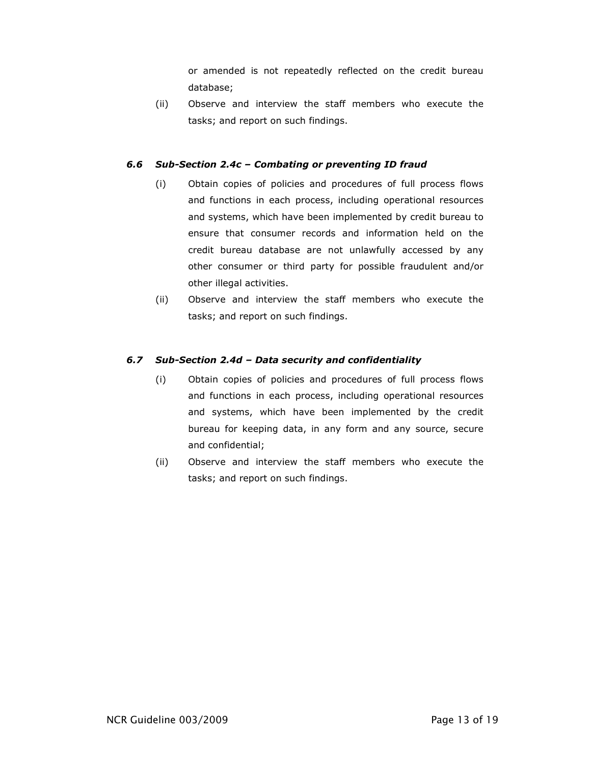or amended is not repeatedly reflected on the credit bureau database;

(ii) Observe and interview the staff members who execute the tasks; and report on such findings.

### *6.6 Sub-Section 2.4c – Combating or preventing ID fraud*

(i) Obtain copies of policies and procedures of full process flows and functions in each process, including operational resources and systems, which have been implemented by credit bureau to ensure that consumer records and information held on the credit bureau database are not unlawfully accessed by any other consumer or third party for possible fraudulent and/or other illegal activities.

(ii) Observe and interview the staff members who execute the tasks; and report on such findings.

### *6.7 Sub-Section 2.4d – Data security and confidentiality*

(i) Obtain copies of policies and procedures of full process flows and functions in each process, including operational resources and systems, which have been implemented by the credit bureau for keeping data, in any form and any source, secure and confidential;

(ii) Observe and interview the staff members who execute the tasks; and report on such findings.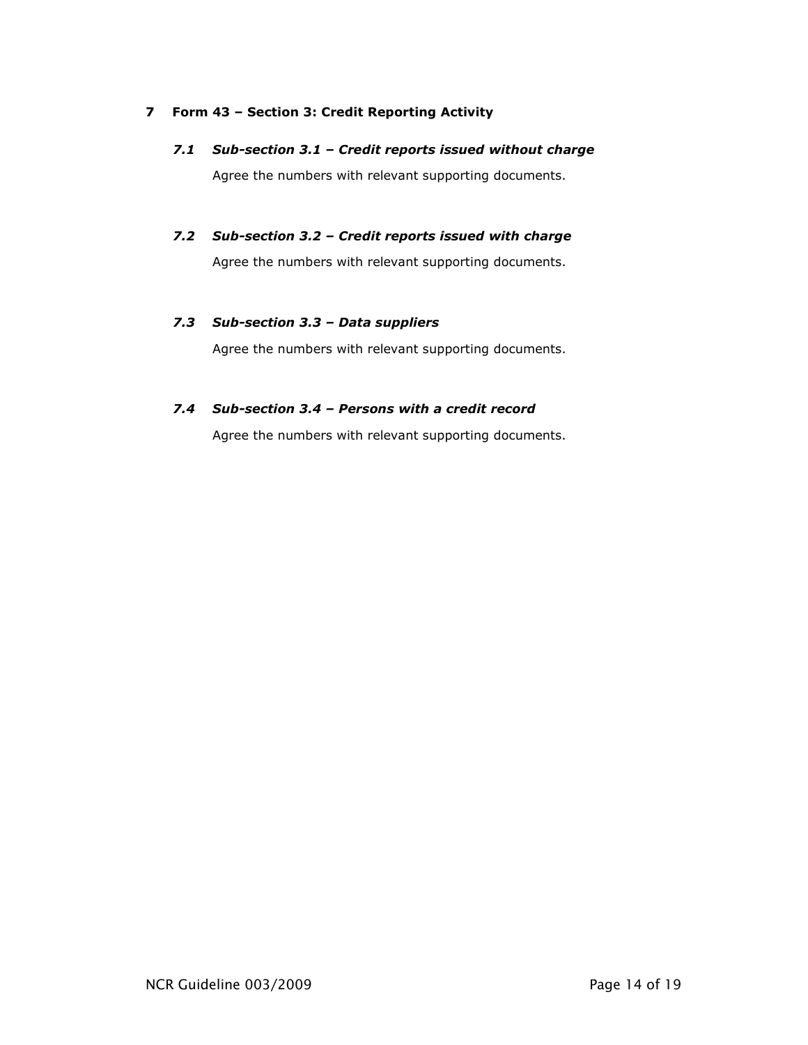## 7 Form 43 – Section 3: Credit Reporting Activity

### *7.1 Sub-section 3.1 – Credit reports issued without charge*

Agree the numbers with relevant supporting documents.

### *7.2 Sub-section 3.2 – Credit reports issued with charge*

Agree the numbers with relevant supporting documents.

### *7.3 Sub-section 3.3 – Data suppliers*

Agree the numbers with relevant supporting documents.

### *7.4 Sub-section 3.4 – Persons with a credit record*

Agree the numbers with relevant supporting documents.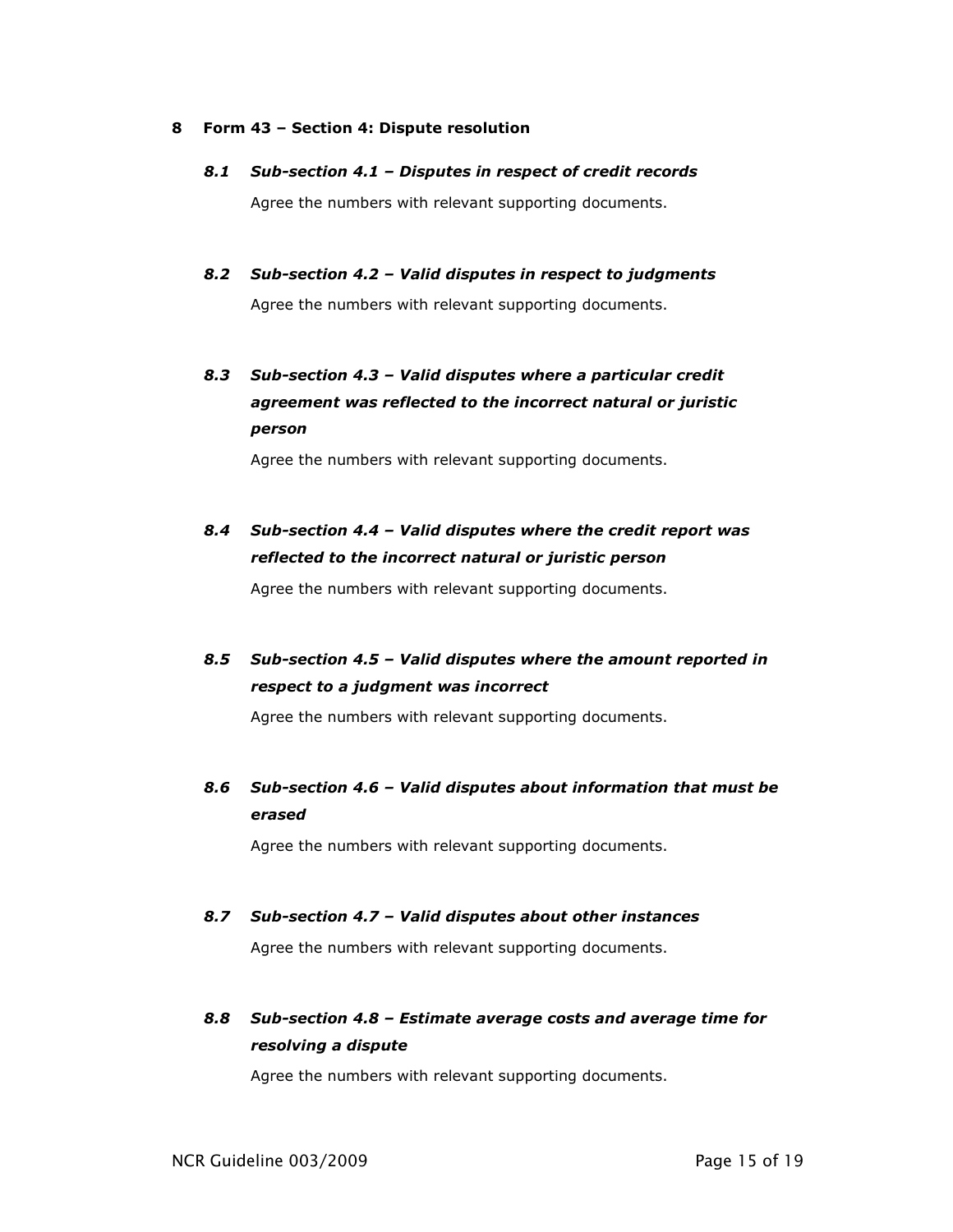## 8 Form 43 – Section 4: Dispute resolution

### *8.1 Sub-section 4.1 – Disputes in respect of credit records*

Agree the numbers with relevant supporting documents.

### *8.2 Sub-section 4.2 – Valid disputes in respect to judgments*

Agree the numbers with relevant supporting documents.

### *8.3 Sub-section 4.3 – Valid disputes where a particular credit agreement was reflected to the incorrect natural or juristic person*

Agree the numbers with relevant supporting documents.

### *8.4 Sub-section 4.4 – Valid disputes where the credit report was reflected to the incorrect natural or juristic person*

Agree the numbers with relevant supporting documents.

### *8.5 Sub-section 4.5 – Valid disputes where the amount reported in respect to a judgment was incorrect*

Agree the numbers with relevant supporting documents.

### *8.6 Sub-section 4.6 – Valid disputes about information that must be erased*

Agree the numbers with relevant supporting documents.

### *8.7 Sub-section 4.7 – Valid disputes about other instances*

Agree the numbers with relevant supporting documents.

### *8.8 Sub-section 4.8 – Estimate average costs and average time for resolving a dispute*

Agree the numbers with relevant supporting documents.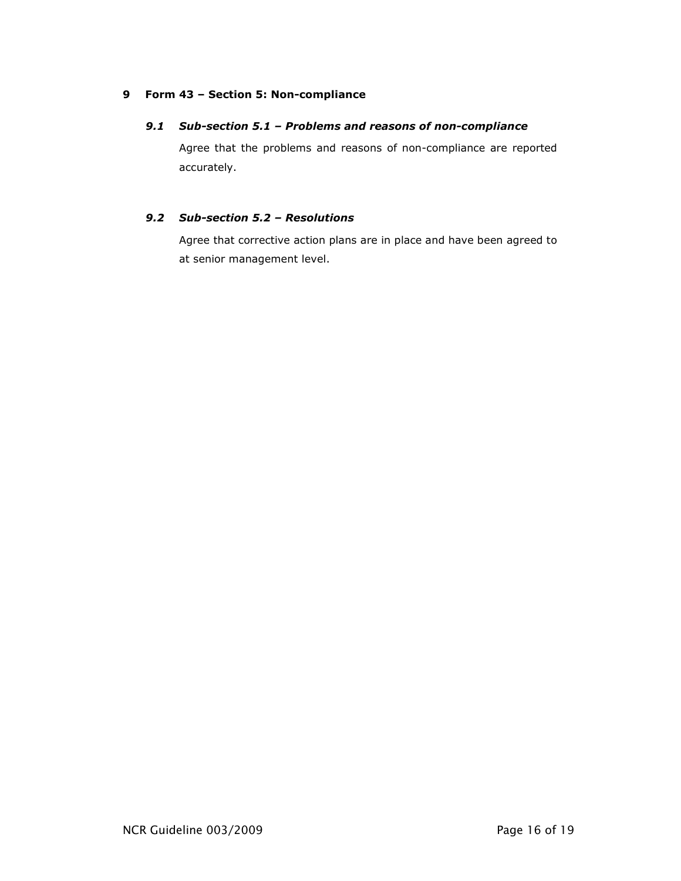## 9 Form 43 – Section 5: Non-compliance

### *9.1 Sub-section 5.1 – Problems and reasons of non-compliance*

Agree that the problems and reasons of non-compliance are reported accurately.

### *9.2 Sub-section 5.2 – Resolutions*

Agree that corrective action plans are in place and have been agreed to at senior management level.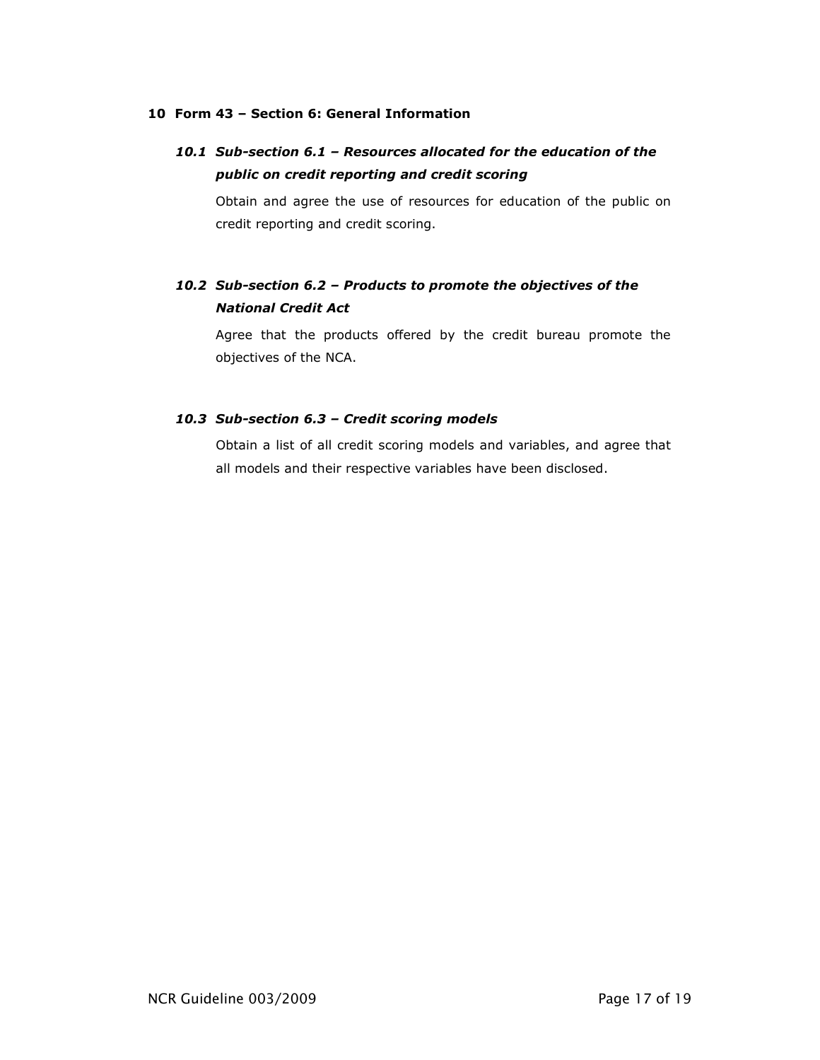## 10 Form 43 – Section 6: General Information

### *10.1 Sub-section 6.1 – Resources allocated for the education of the public on credit reporting and credit scoring*

Obtain and agree the use of resources for education of the public on credit reporting and credit scoring.

### *10.2 Sub-section 6.2 – Products to promote the objectives of the National Credit Act*

Agree that the products offered by the credit bureau promote the objectives of the NCA.

### *10.3 Sub-section 6.3 – Credit scoring models*

Obtain a list of all credit scoring models and variables, and agree that all models and their respective variables have been disclosed.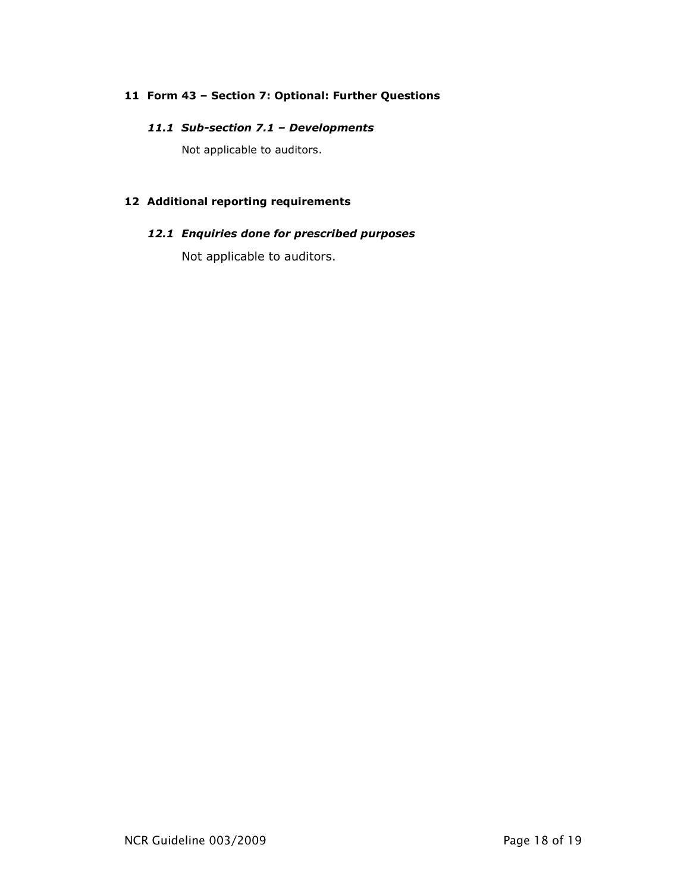## 11 Form 43 – Section 7: Optional: Further Questions

### *11.1 Sub-section 7.1 – Developments*

Not applicable to auditors.

## 12 Additional reporting requirements

### *12.1 Enquiries done for prescribed purposes*

Not applicable to auditors.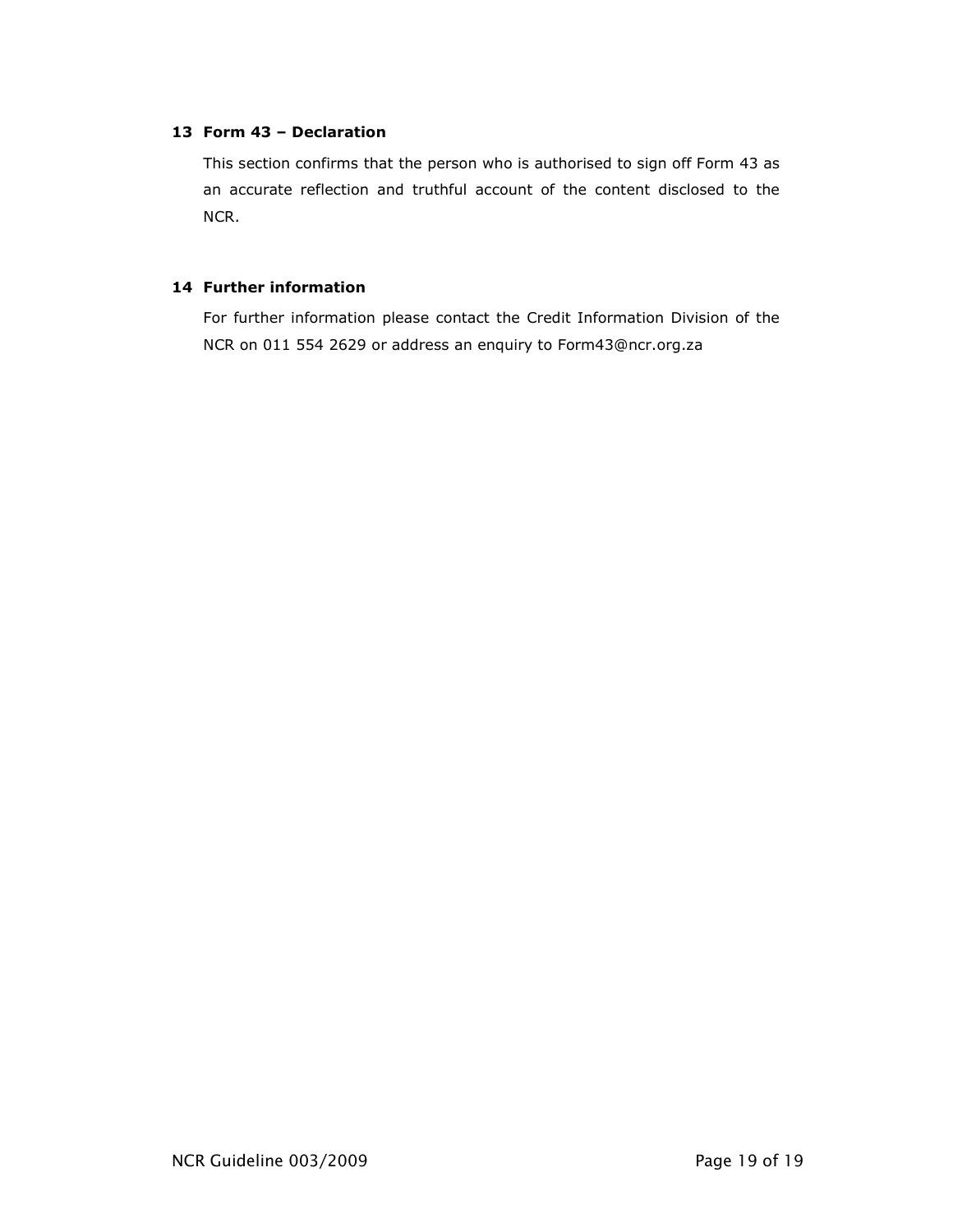## 13 Form 43 – Declaration

This section confirms that the person who is authorised to sign off Form 43 as an accurate reflection and truthful account of the content disclosed to the NCR.

## 14 Further information

For further information please contact the Credit Information Division of the NCR on 011 554 2629 or address an enquiry to Form43@ncr.org.za